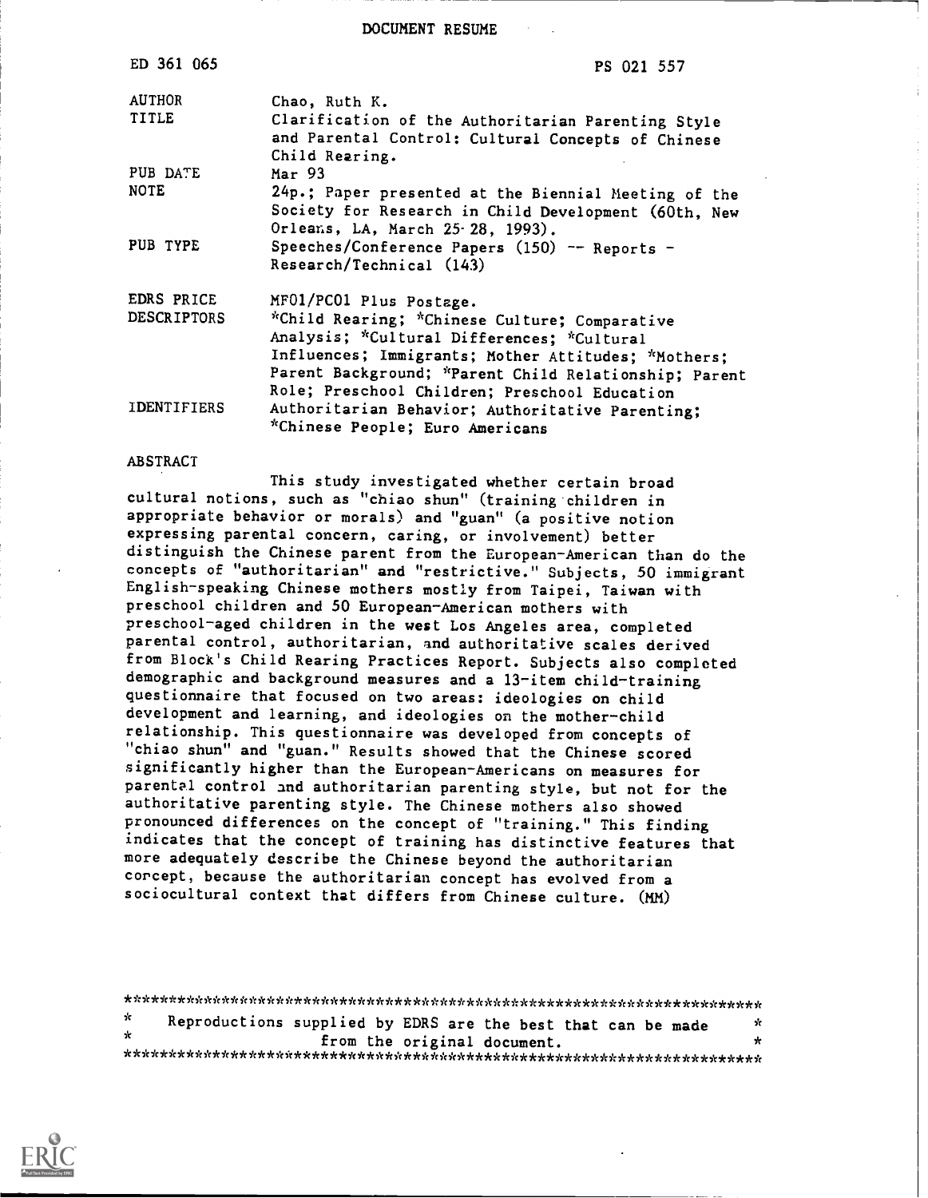DOCUMENT RESUME

| | |
|---|---|
| ED 361 065 | PS 021 557 |
| AUTHOR | Chao, Ruth K. |
| TITLE | Clarification of the Authoritarian Parenting Style and Parental Control: Cultural Concepts of Chinese Child Rearing. |
| PUB DATE | Mar 93 |
| NOTE | 24p.; Paper presented at the Biennial Meeting of the Society for Research in Child Development (60th, New Orleans, LA, March 25-28, 1993). |
| PUB TYPE | Speeches/Conference Papers (150) -- Reports - Research/Technical (143) |
| EDRS PRICE | MF01/PC01 Plus Postage. |
| DESCRIPTORS | *Child Rearing; *Chinese Culture; Comparative Analysis; *Cultural Differences; *Cultural Influences; Immigrants; Mother Attitudes; *Mothers; Parent Background; *Parent Child Relationship; Parent Role; Preschool Children; Preschool Education |
| IDENTIFIERS | Authoritarian Behavior; Authoritative Parenting; *Chinese People; Euro Americans |

ABSTRACT

This study investigated whether certain broad cultural notions, such as "chiao shun" (training children in appropriate behavior or morals) and "guan" (a positive notion expressing parental concern, caring, or involvement) better distinguish the Chinese parent from the European-American than do the concepts of "authoritarian" and "restrictive." Subjects, 50 immigrant English-speaking Chinese mothers mostly from Taipei, Taiwan with preschool children and 50 European-American mothers with preschool-aged children in the west Los Angeles area, completed parental control, authoritarian, and authoritative scales derived from Block's Child Rearing Practices Report. Subjects also completed demographic and background measures and a 13-item child-training questionnaire that focused on two areas: ideologies on child development and learning, and ideologies on the mother-child relationship. This questionnaire was developed from concepts of "chiao shun" and "guan." Results showed that the Chinese scored significantly higher than the European-Americans on measures for parental control and authoritarian parenting style, but not for the authoritative parenting style. The Chinese mothers also showed pronounced differences on the concept of "training." This finding indicates that the concept of training has distinctive features that more adequately describe the Chinese beyond the authoritarian concept, because the authoritarian concept has evolved from a sociocultural context that differs from Chinese culture. (MM)

***********************************************************************
* Reproductions supplied by EDRS are the best that can be made *
* from the original document. *
***********************************************************************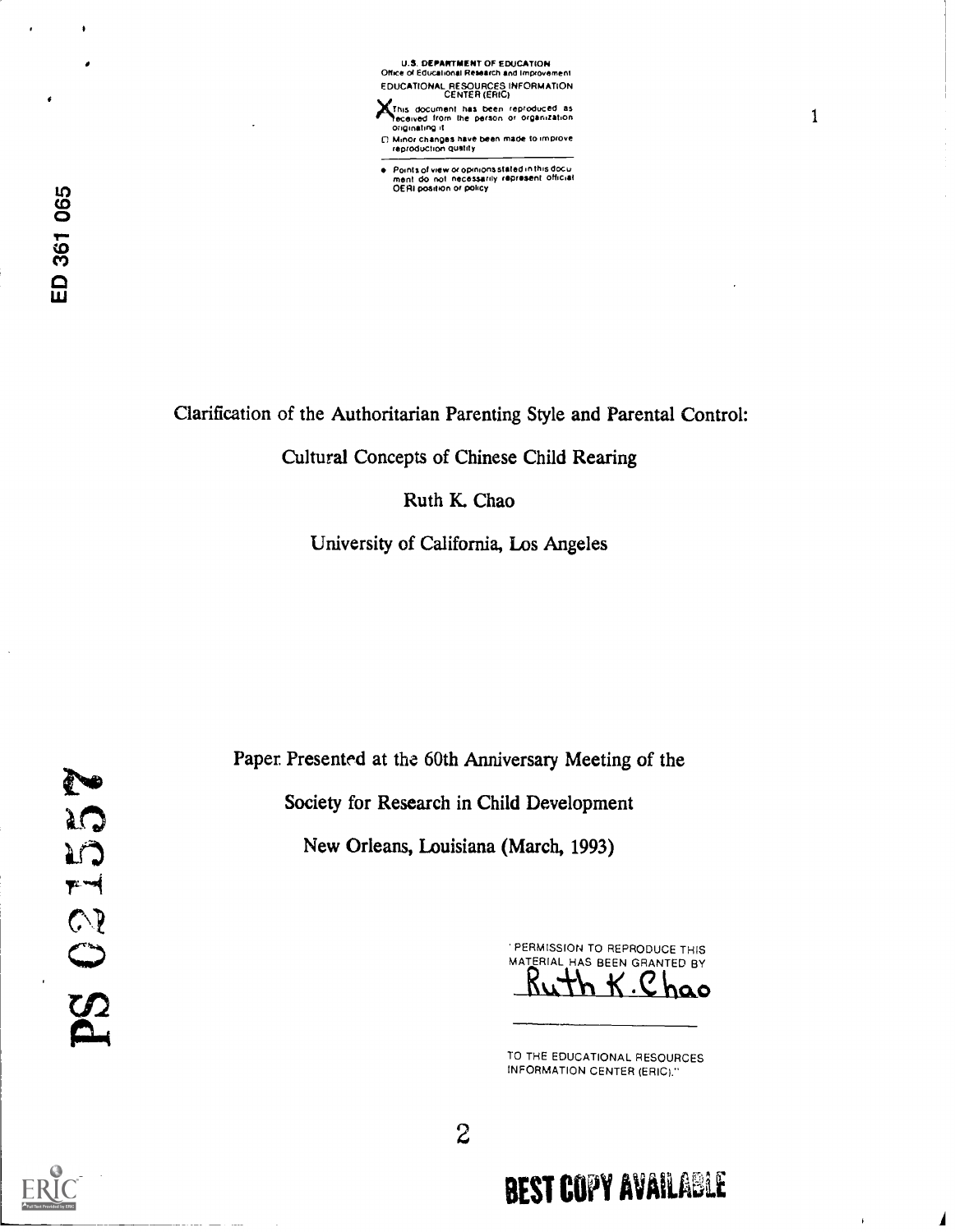U.S. DEPARTMENT OF EDUCATION
Office of Educational Research and Improvement
EDUCATIONAL RESOURCES INFORMATION CENTER (ERIC)

X This document has been reproduced as received from the person or organization originating it.

☐ Minor changes have been made to improve reproduction quality

- Points of view or opinions stated in this document do not necessarily represent official OERI position or policy

ED 361 065

# Clarification of the Authoritarian Parenting Style and Parental Control: Cultural Concepts of Chinese Child Rearing

Ruth K. Chao

University of California, Los Angeles

Paper Presented at the 60th Anniversary Meeting of the Society for Research in Child Development

New Orleans, Louisiana (March, 1993)

"PERMISSION TO REPRODUCE THIS MATERIAL HAS BEEN GRANTED BY Ruth K. Chao

TO THE EDUCATIONAL RESOURCES INFORMATION CENTER (ERIC)."

PS 021557

BEST COPY AVAILABLE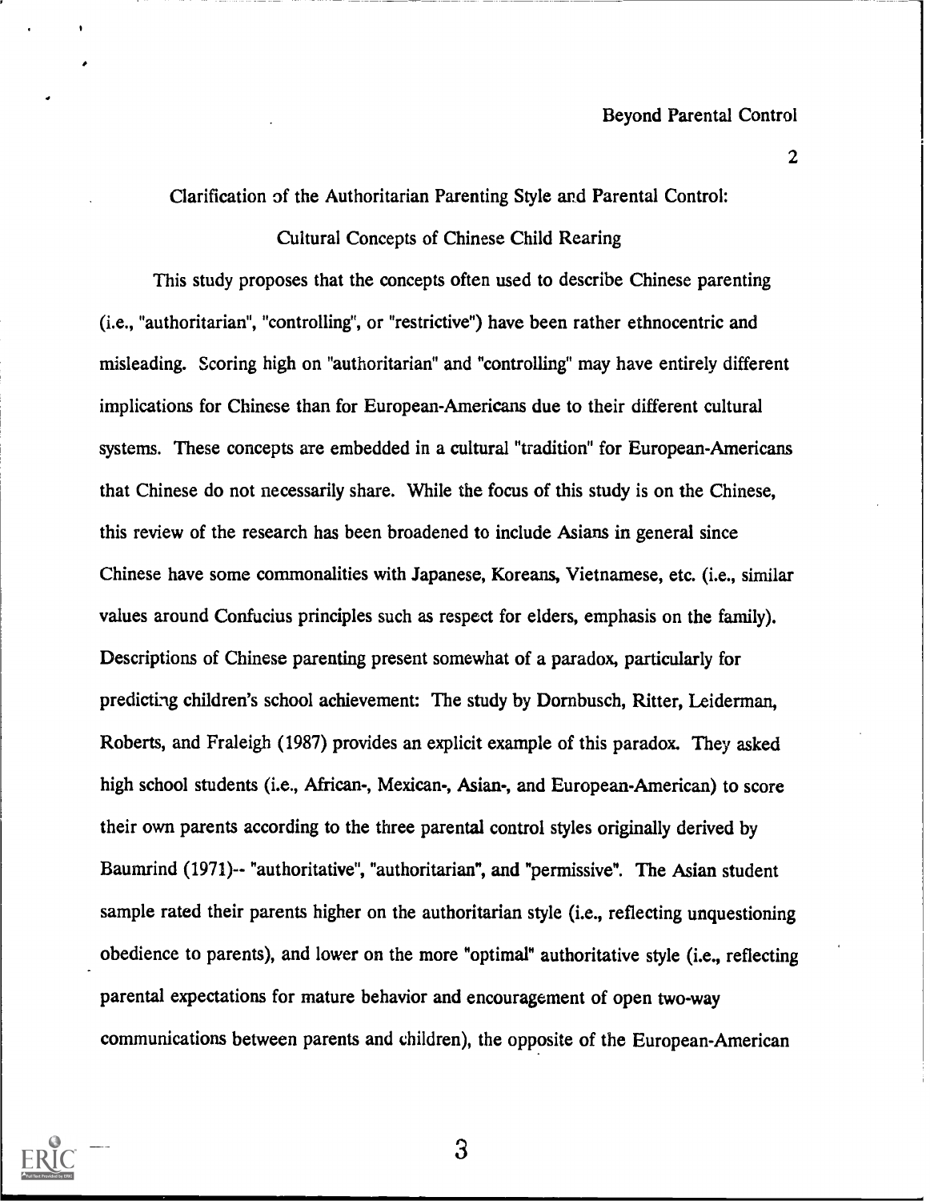## Clarification of the Authoritarian Parenting Style and Parental Control: Cultural Concepts of Chinese Child Rearing

This study proposes that the concepts often used to describe Chinese parenting (i.e., "authoritarian", "controlling", or "restrictive") have been rather ethnocentric and misleading. Scoring high on "authoritarian" and "controlling" may have entirely different implications for Chinese than for European-Americans due to their different cultural systems. These concepts are embedded in a cultural "tradition" for European-Americans that Chinese do not necessarily share. While the focus of this study is on the Chinese, this review of the research has been broadened to include Asians in general since Chinese have some commonalities with Japanese, Koreans, Vietnamese, etc. (i.e., similar values around Confucius principles such as respect for elders, emphasis on the family). Descriptions of Chinese parenting present somewhat of a paradox, particularly for predicting children's school achievement: The study by Dornbusch, Ritter, Leiderman, Roberts, and Fraleigh (1987) provides an explicit example of this paradox. They asked high school students (i.e., African-, Mexican-, Asian-, and European-American) to score their own parents according to the three parental control styles originally derived by Baumrind (1971)-- "authoritative", "authoritarian", and "permissive". The Asian student sample rated their parents higher on the authoritarian style (i.e., reflecting unquestioning obedience to parents), and lower on the more "optimal" authoritative style (i.e., reflecting parental expectations for mature behavior and encouragement of open two-way communications between parents and children), the opposite of the European-American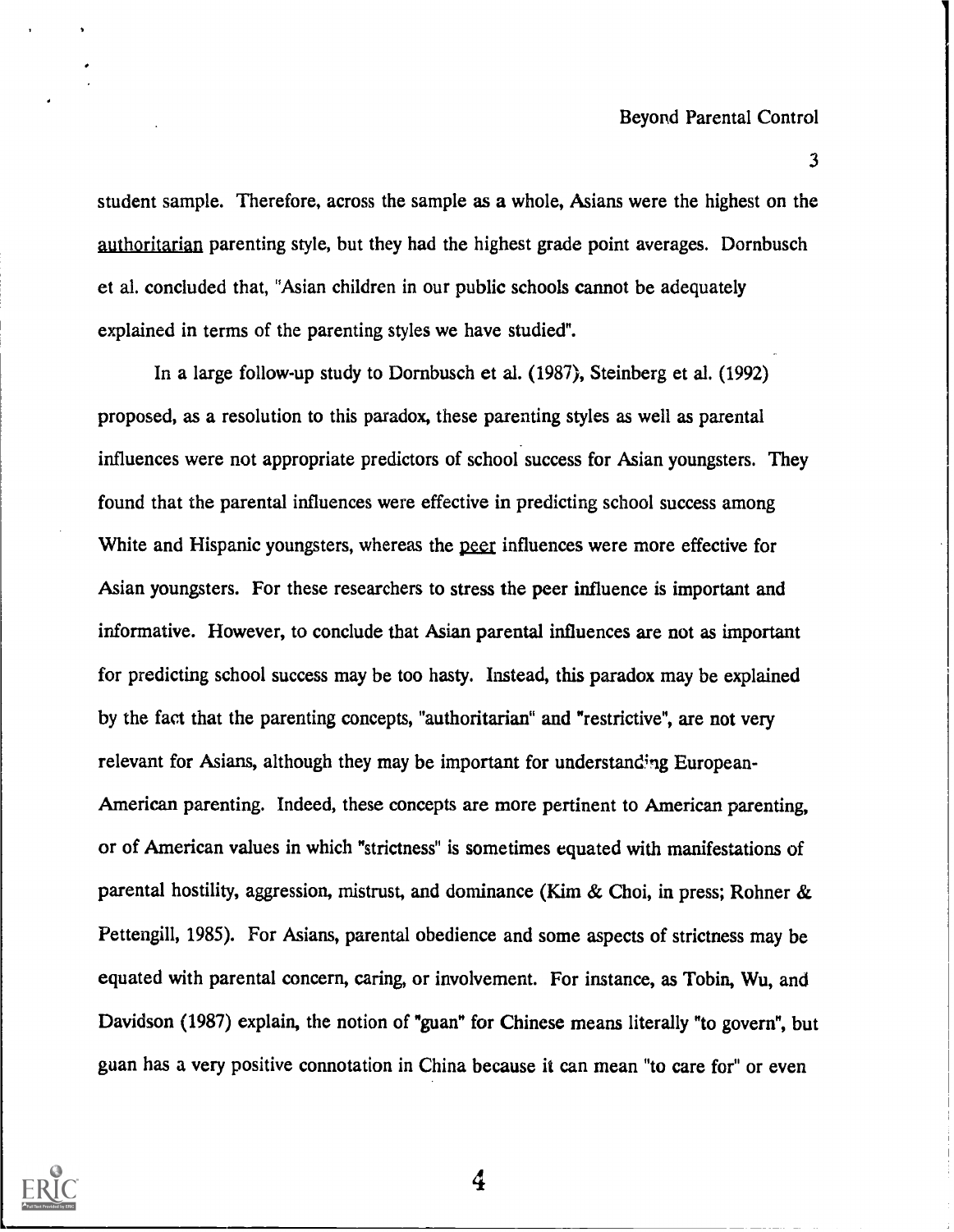student sample. Therefore, across the sample as a whole, Asians were the highest on the authoritarian parenting style, but they had the highest grade point averages. Dornbusch et al. concluded that, "Asian children in our public schools cannot be adequately explained in terms of the parenting styles we have studied".

In a large follow-up study to Dornbusch et al. (1987), Steinberg et al. (1992) proposed, as a resolution to this paradox, these parenting styles as well as parental influences were not appropriate predictors of school success for Asian youngsters. They found that the parental influences were effective in predicting school success among White and Hispanic youngsters, whereas the peer influences were more effective for Asian youngsters. For these researchers to stress the peer influence is important and informative. However, to conclude that Asian parental influences are not as important for predicting school success may be too hasty. Instead, this paradox may be explained by the fact that the parenting concepts, "authoritarian" and "restrictive", are not very relevant for Asians, although they may be important for understanding European-American parenting. Indeed, these concepts are more pertinent to American parenting, or of American values in which "strictness" is sometimes equated with manifestations of parental hostility, aggression, mistrust, and dominance (Kim & Choi, in press; Rohner & Pettengill, 1985). For Asians, parental obedience and some aspects of strictness may be equated with parental concern, caring, or involvement. For instance, as Tobin, Wu, and Davidson (1987) explain, the notion of "guan" for Chinese means literally "to govern", but guan has a very positive connotation in China because it can mean "to care for" or even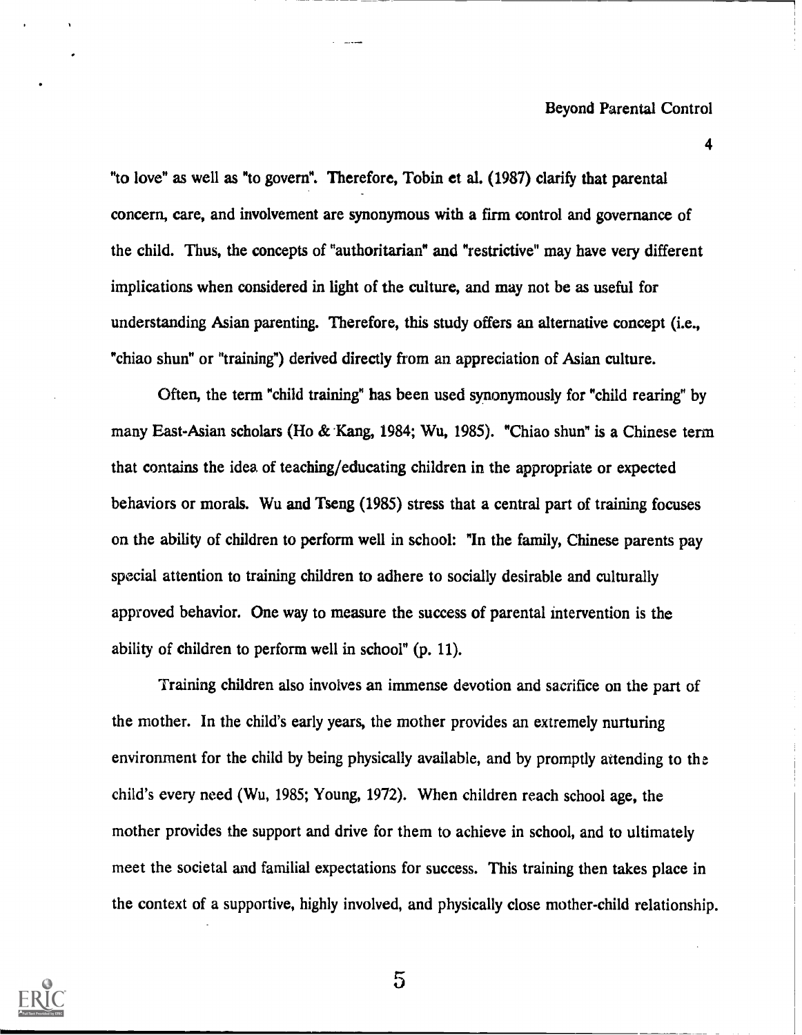"to love" as well as "to govern". Therefore, Tobin et al. (1987) clarify that parental concern, care, and involvement are synonymous with a firm control and governance of the child. Thus, the concepts of "authoritarian" and "restrictive" may have very different implications when considered in light of the culture, and may not be as useful for understanding Asian parenting. Therefore, this study offers an alternative concept (i.e., "chiao shun" or "training") derived directly from an appreciation of Asian culture.

Often, the term "child training" has been used synonymously for "child rearing" by many East-Asian scholars (Ho & Kang, 1984; Wu, 1985). "Chiao shun" is a Chinese term that contains the idea of teaching/educating children in the appropriate or expected behaviors or morals. Wu and Tseng (1985) stress that a central part of training focuses on the ability of children to perform well in school: "In the family, Chinese parents pay special attention to training children to adhere to socially desirable and culturally approved behavior. One way to measure the success of parental intervention is the ability of children to perform well in school" (p. 11).

Training children also involves an immense devotion and sacrifice on the part of the mother. In the child's early years, the mother provides an extremely nurturing environment for the child by being physically available, and by promptly attending to the child's every need (Wu, 1985; Young, 1972). When children reach school age, the mother provides the support and drive for them to achieve in school, and to ultimately meet the societal and familial expectations for success. This training then takes place in the context of a supportive, highly involved, and physically close mother-child relationship.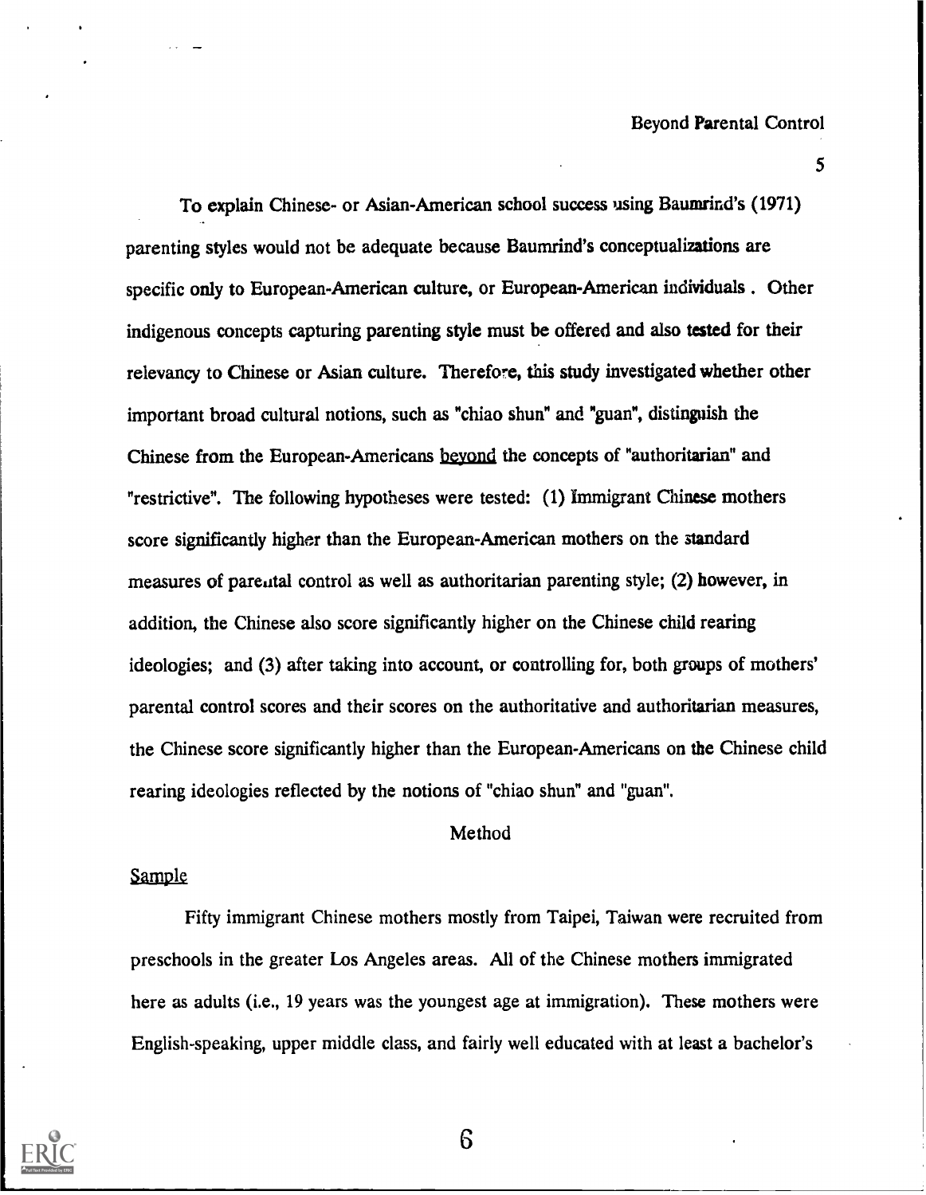To explain Chinese- or Asian-American school success using Baumrind's (1971) parenting styles would not be adequate because Baumrind's conceptualizations are specific only to European-American culture, or European-American individuals . Other indigenous concepts capturing parenting style must be offered and also tested for their relevancy to Chinese or Asian culture. Therefore, this study investigated whether other important broad cultural notions, such as "chiao shun" and "guan", distinguish the Chinese from the European-Americans <u>beyond</u> the concepts of "authoritarian" and "restrictive". The following hypotheses were tested: (1) Immigrant Chinese mothers score significantly higher than the European-American mothers on the standard measures of parental control as well as authoritarian parenting style; (2) however, in addition, the Chinese also score significantly higher on the Chinese child rearing ideologies; and (3) after taking into account, or controlling for, both groups of mothers' parental control scores and their scores on the authoritative and authoritarian measures, the Chinese score significantly higher than the European-Americans on the Chinese child rearing ideologies reflected by the notions of "chiao shun" and "guan".

## Method

### Sample

Fifty immigrant Chinese mothers mostly from Taipei, Taiwan were recruited from preschools in the greater Los Angeles areas. All of the Chinese mothers immigrated here as adults (i.e., 19 years was the youngest age at immigration). These mothers were English-speaking, upper middle class, and fairly well educated with at least a bachelor's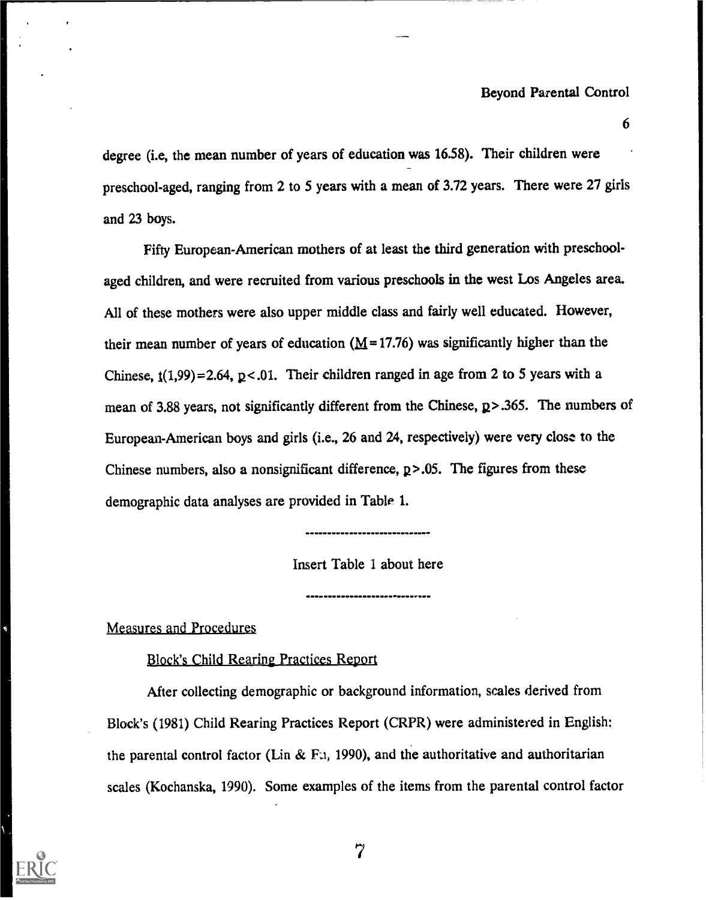degree (i.e, the mean number of years of education was 16.58). Their children were preschool-aged, ranging from 2 to 5 years with a mean of 3.72 years. There were 27 girls and 23 boys.

Fifty European-American mothers of at least the third generation with preschool-aged children, and were recruited from various preschools in the west Los Angeles area. All of these mothers were also upper middle class and fairly well educated. However, their mean number of years of education ($\underline{M}$ = 17.76) was significantly higher than the Chinese, $\underline{t}(1,99)=2.64$, $\underline{p}<.01$. Their children ranged in age from 2 to 5 years with a mean of 3.88 years, not significantly different from the Chinese, $\underline{p}>.365$. The numbers of European-American boys and girls (i.e., 26 and 24, respectively) were very close to the Chinese numbers, also a nonsignificant difference, $\underline{p}>.05$. The figures from these demographic data analyses are provided in Table 1.

-----------------------------

Insert Table 1 about here

-----------------------------

## Measures and Procedures

### Block's Child Rearing Practices Report

After collecting demographic or background information, scales derived from Block's (1981) Child Rearing Practices Report (CRPR) were administered in English: the parental control factor (Lin & Fu, 1990), and the authoritative and authoritarian scales (Kochanska, 1990). Some examples of the items from the parental control factor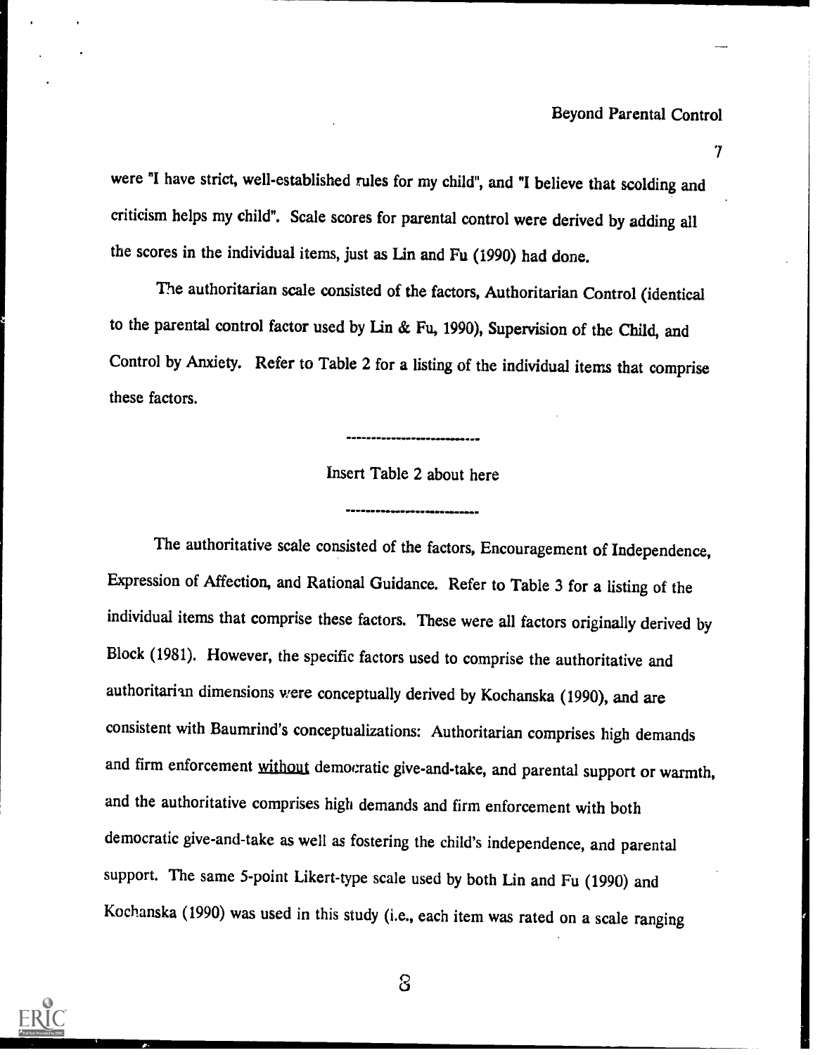were "I have strict, well-established rules for my child", and "I believe that scolding and criticism helps my child". Scale scores for parental control were derived by adding all the scores in the individual items, just as Lin and Fu (1990) had done.

The authoritarian scale consisted of the factors, Authoritarian Control (identical to the parental control factor used by Lin & Fu, 1990), Supervision of the Child, and Control by Anxiety. Refer to Table 2 for a listing of the individual items that comprise these factors.

---

Insert Table 2 about here

---

The authoritative scale consisted of the factors, Encouragement of Independence, Expression of Affection, and Rational Guidance. Refer to Table 3 for a listing of the individual items that comprise these factors. These were all factors originally derived by Block (1981). However, the specific factors used to comprise the authoritative and authoritarian dimensions were conceptually derived by Kochanska (1990), and are consistent with Baumrind's conceptualizations: Authoritarian comprises high demands and firm enforcement <u>without</u> democratic give-and-take, and parental support or warmth, and the authoritative comprises high demands and firm enforcement with both democratic give-and-take as well as fostering the child's independence, and parental support. The same 5-point Likert-type scale used by both Lin and Fu (1990) and Kochanska (1990) was used in this study (i.e., each item was rated on a scale ranging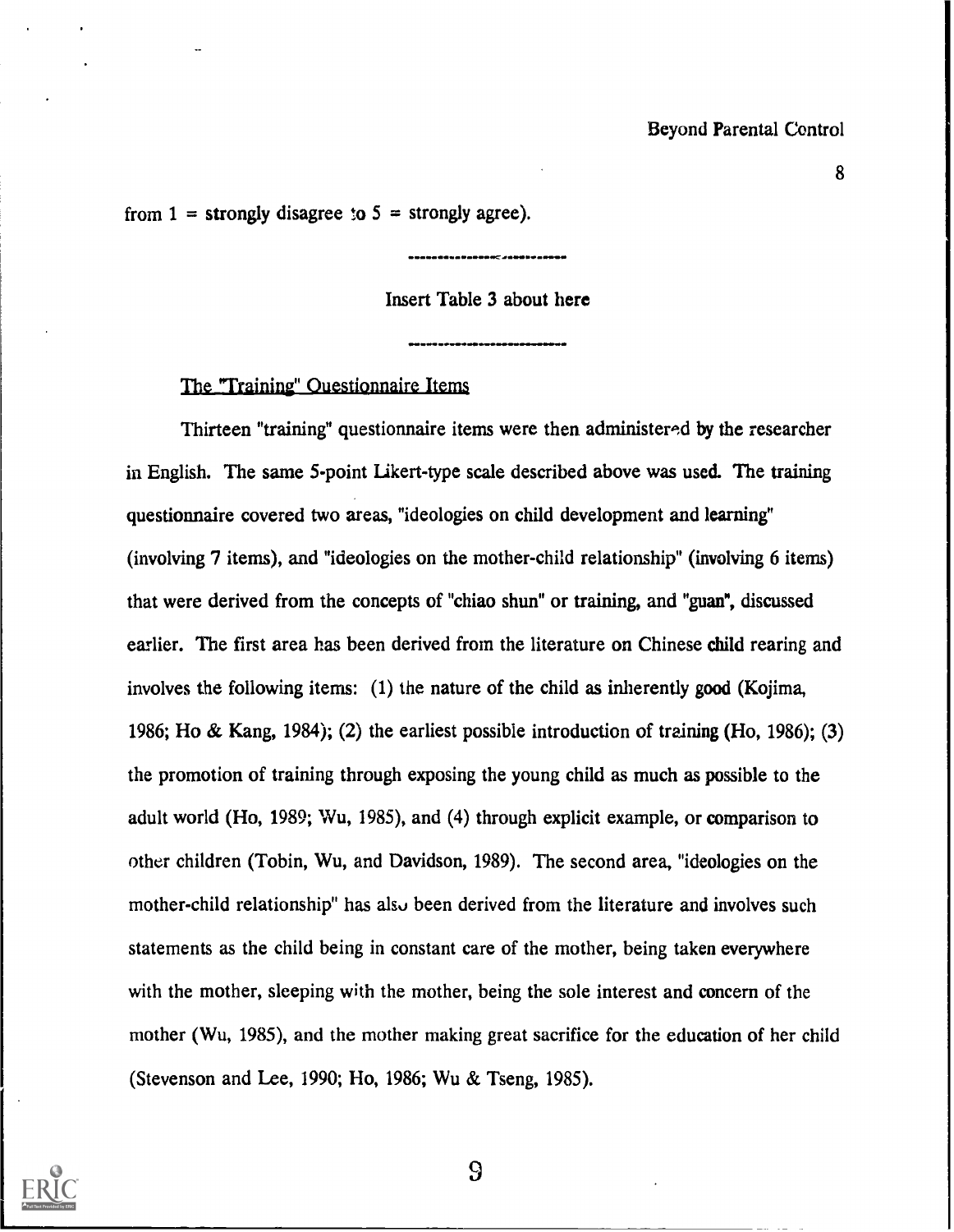from 1 = strongly disagree to 5 = strongly agree).

---

Insert Table 3 about here

---

### The "Training" Questionnaire Items

Thirteen "training" questionnaire items were then administered by the researcher in English. The same 5-point Likert-type scale described above was used. The training questionnaire covered two areas, "ideologies on child development and learning" (involving 7 items), and "ideologies on the mother-child relationship" (involving 6 items) that were derived from the concepts of "chiao shun" or training, and "guan", discussed earlier. The first area has been derived from the literature on Chinese child rearing and involves the following items: (1) the nature of the child as inherently good (Kojima, 1986; Ho & Kang, 1984); (2) the earliest possible introduction of training (Ho, 1986); (3) the promotion of training through exposing the young child as much as possible to the adult world (Ho, 1989; Wu, 1985), and (4) through explicit example, or comparison to other children (Tobin, Wu, and Davidson, 1989). The second area, "ideologies on the mother-child relationship" has also been derived from the literature and involves such statements as the child being in constant care of the mother, being taken everywhere with the mother, sleeping with the mother, being the sole interest and concern of the mother (Wu, 1985), and the mother making great sacrifice for the education of her child (Stevenson and Lee, 1990; Ho, 1986; Wu & Tseng, 1985).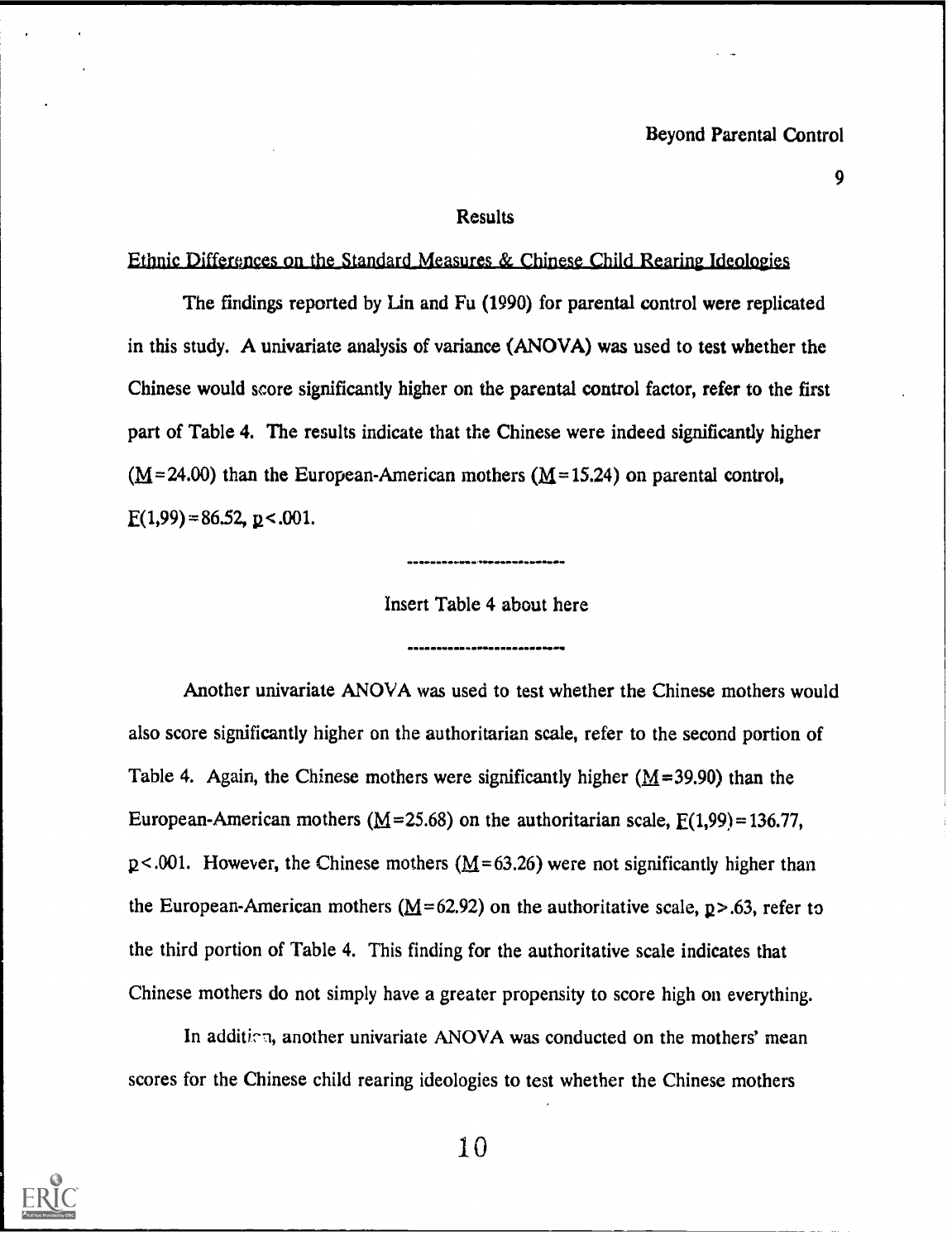## Results

Ethnic Differences on the Standard Measures & Chinese Child Rearing Ideologies

The findings reported by Lin and Fu (1990) for parental control were replicated in this study. A univariate analysis of variance (ANOVA) was used to test whether the Chinese would score significantly higher on the parental control factor, refer to the first part of Table 4. The results indicate that the Chinese were indeed significantly higher ($M = 24.00$) than the European-American mothers ($M = 15.24$) on parental control, $F(1,99) = 86.52$, $p < .001$.

---

Insert Table 4 about here

---

Another univariate ANOVA was used to test whether the Chinese mothers would also score significantly higher on the authoritarian scale, refer to the second portion of Table 4. Again, the Chinese mothers were significantly higher ($M = 39.90$) than the European-American mothers ($M = 25.68$) on the authoritarian scale, $F(1,99) = 136.77$, $p < .001$. However, the Chinese mothers ($M = 63.26$) were not significantly higher than the European-American mothers ($M = 62.92$) on the authoritative scale, $p > .63$, refer to the third portion of Table 4. This finding for the authoritative scale indicates that Chinese mothers do not simply have a greater propensity to score high on everything.

In addition, another univariate ANOVA was conducted on the mothers' mean scores for the Chinese child rearing ideologies to test whether the Chinese mothers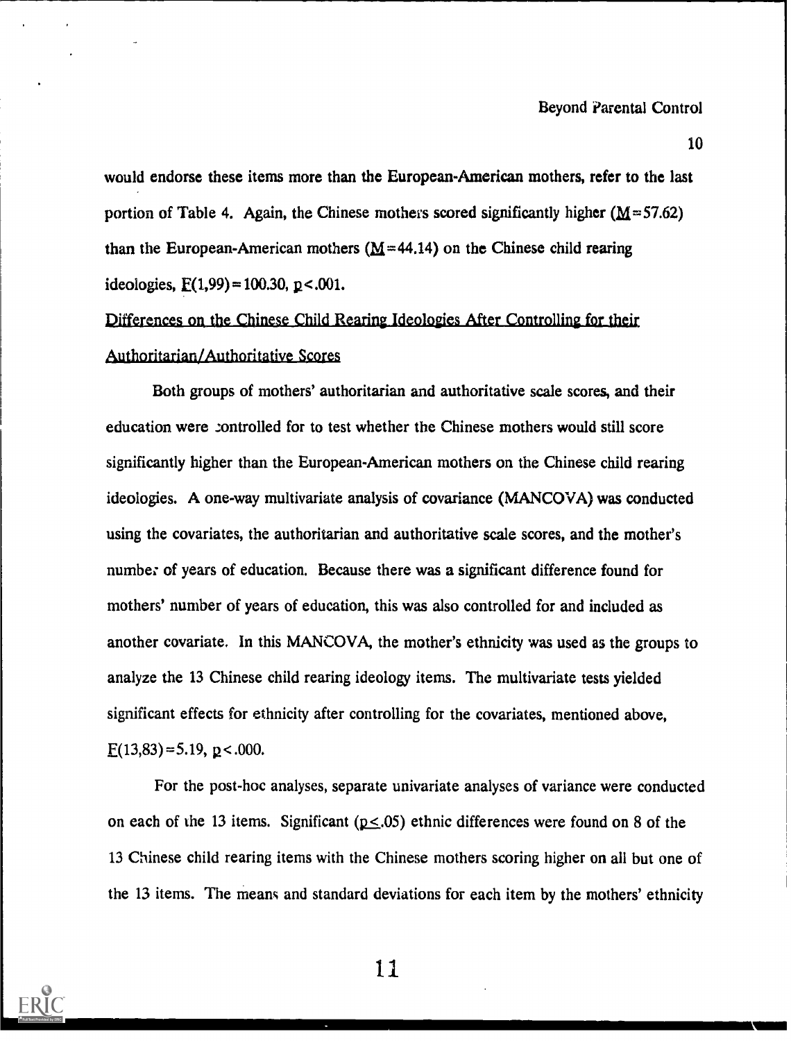would endorse these items more than the European-American mothers, refer to the last portion of Table 4. Again, the Chinese mothers scored significantly higher ($M = 57.62$) than the European-American mothers ($M = 44.14$) on the Chinese child rearing ideologies, $F(1,99) = 100.30$, $p < .001$.

## Differences on the Chinese Child Rearing Ideologies After Controlling for their Authoritarian/Authoritative Scores

Both groups of mothers' authoritarian and authoritative scale scores, and their education were controlled for to test whether the Chinese mothers would still score significantly higher than the European-American mothers on the Chinese child rearing ideologies. A one-way multivariate analysis of covariance (MANCOVA) was conducted using the covariates, the authoritarian and authoritative scale scores, and the mother's number of years of education. Because there was a significant difference found for mothers' number of years of education, this was also controlled for and included as another covariate. In this MANCOVA, the mother's ethnicity was used as the groups to analyze the 13 Chinese child rearing ideology items. The multivariate tests yielded significant effects for ethnicity after controlling for the covariates, mentioned above, $F(13,83) = 5.19$, $p < .000$.

For the post-hoc analyses, separate univariate analyses of variance were conducted on each of the 13 items. Significant ($p \leq .05$) ethnic differences were found on 8 of the 13 Chinese child rearing items with the Chinese mothers scoring higher on all but one of the 13 items. The means and standard deviations for each item by the mothers' ethnicity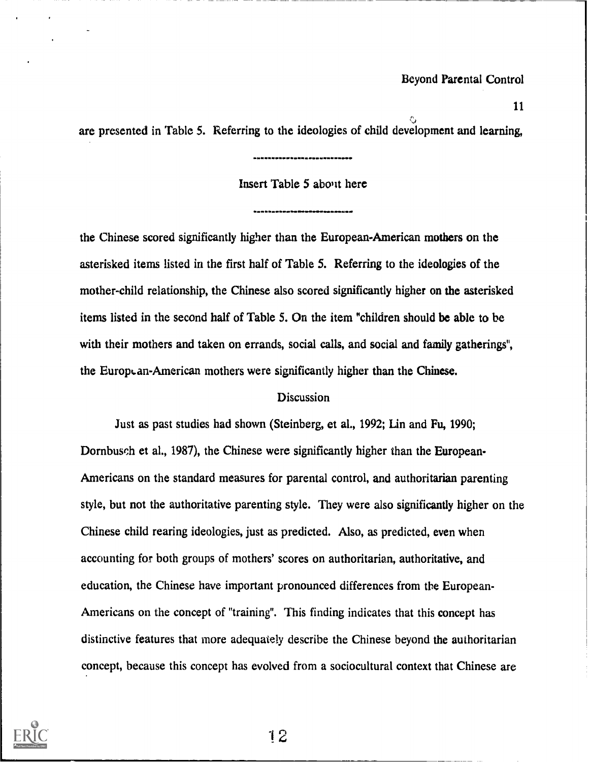are presented in Table 5. Referring to the ideologies of child development and learning,

---

Insert Table 5 about here

---

the Chinese scored significantly higher than the European-American mothers on the asterisked items listed in the first half of Table 5. Referring to the ideologies of the mother-child relationship, the Chinese also scored significantly higher on the asterisked items listed in the second half of Table 5. On the item "children should be able to be with their mothers and taken on errands, social calls, and social and family gatherings", the European-American mothers were significantly higher than the Chinese.

## Discussion

Just as past studies had shown (Steinberg, et al., 1992; Lin and Fu, 1990; Dornbusch et al., 1987), the Chinese were significantly higher than the European-Americans on the standard measures for parental control, and authoritarian parenting style, but not the authoritative parenting style. They were also significantly higher on the Chinese child rearing ideologies, just as predicted. Also, as predicted, even when accounting for both groups of mothers' scores on authoritarian, authoritative, and education, the Chinese have important pronounced differences from the European-Americans on the concept of "training". This finding indicates that this concept has distinctive features that more adequately describe the Chinese beyond the authoritarian concept, because this concept has evolved from a sociocultural context that Chinese are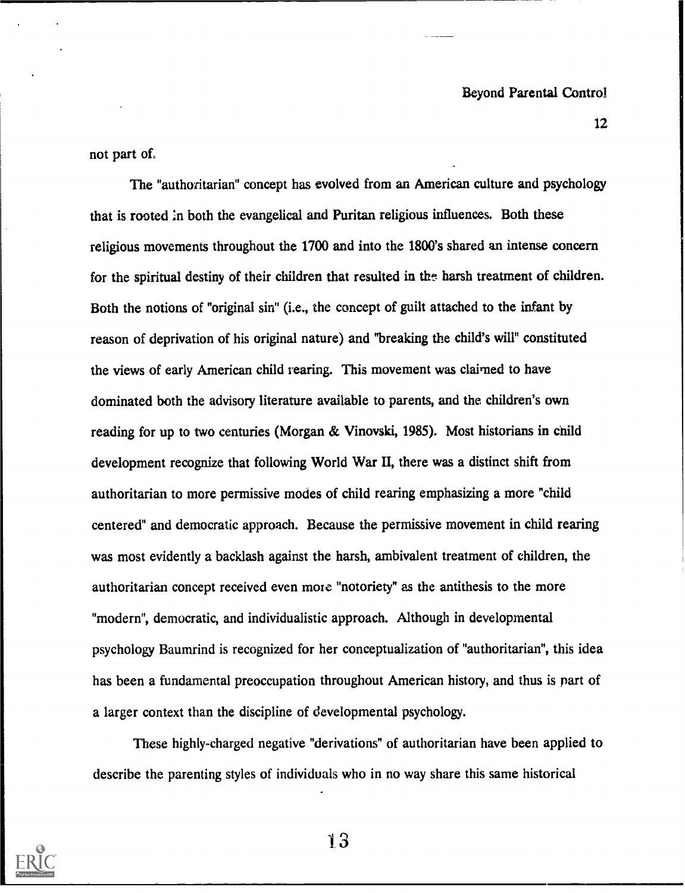not part of.

The "authoritarian" concept has evolved from an American culture and psychology that is rooted in both the evangelical and Puritan religious influences. Both these religious movements throughout the 1700 and into the 1800's shared an intense concern for the spiritual destiny of their children that resulted in the harsh treatment of children. Both the notions of "original sin" (i.e., the concept of guilt attached to the infant by reason of deprivation of his original nature) and "breaking the child's will" constituted the views of early American child rearing. This movement was claimed to have dominated both the advisory literature available to parents, and the children's own reading for up to two centuries (Morgan & Vinovski, 1985). Most historians in child development recognize that following World War II, there was a distinct shift from authoritarian to more permissive modes of child rearing emphasizing a more "child centered" and democratic approach. Because the permissive movement in child rearing was most evidently a backlash against the harsh, ambivalent treatment of children, the authoritarian concept received even more "notoriety" as the antithesis to the more "modern", democratic, and individualistic approach. Although in developmental psychology Baumrind is recognized for her conceptualization of "authoritarian", this idea has been a fundamental preoccupation throughout American history, and thus is part of a larger context than the discipline of developmental psychology.

These highly-charged negative "derivations" of authoritarian have been applied to describe the parenting styles of individuals who in no way share this same historical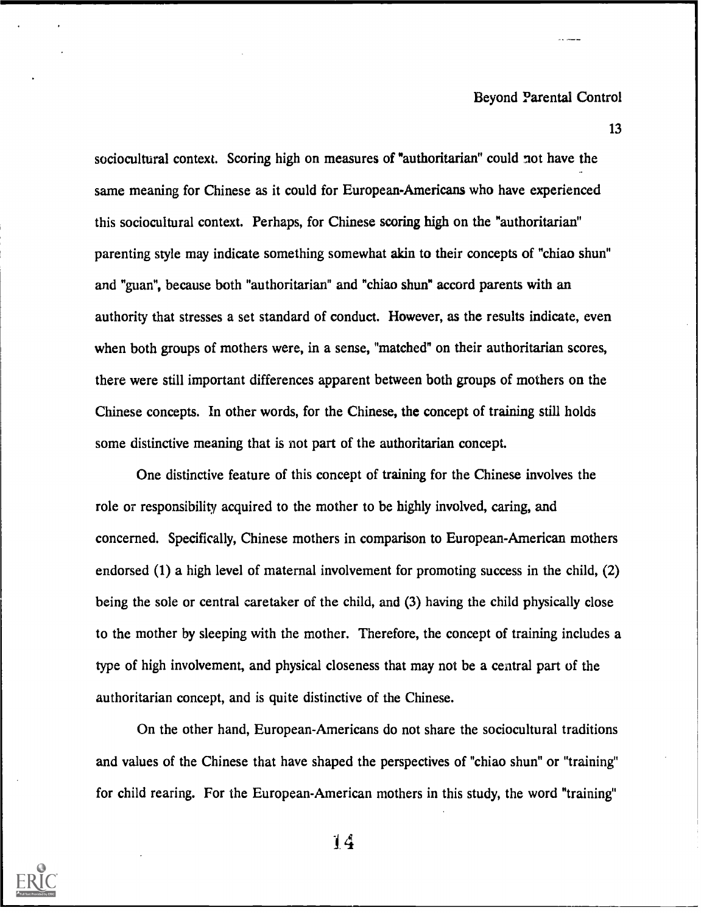sociocultural context. Scoring high on measures of "authoritarian" could not have the same meaning for Chinese as it could for European-Americans who have experienced this sociocultural context. Perhaps, for Chinese scoring high on the "authoritarian" parenting style may indicate something somewhat akin to their concepts of "chiao shun" and "guan", because both "authoritarian" and "chiao shun" accord parents with an authority that stresses a set standard of conduct. However, as the results indicate, even when both groups of mothers were, in a sense, "matched" on their authoritarian scores, there were still important differences apparent between both groups of mothers on the Chinese concepts. In other words, for the Chinese, the concept of training still holds some distinctive meaning that is not part of the authoritarian concept.

One distinctive feature of this concept of training for the Chinese involves the role or responsibility acquired to the mother to be highly involved, caring, and concerned. Specifically, Chinese mothers in comparison to European-American mothers endorsed (1) a high level of maternal involvement for promoting success in the child, (2) being the sole or central caretaker of the child, and (3) having the child physically close to the mother by sleeping with the mother. Therefore, the concept of training includes a type of high involvement, and physical closeness that may not be a central part of the authoritarian concept, and is quite distinctive of the Chinese.

On the other hand, European-Americans do not share the sociocultural traditions and values of the Chinese that have shaped the perspectives of "chiao shun" or "training" for child rearing. For the European-American mothers in this study, the word "training"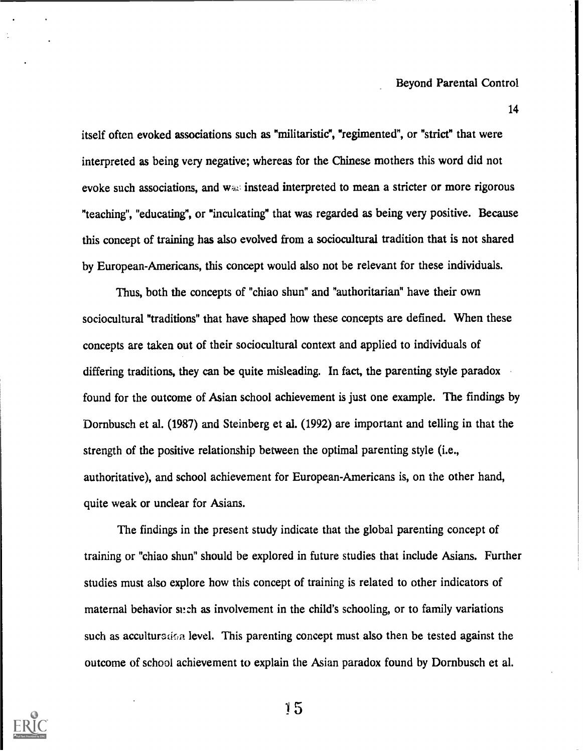itself often evoked associations such as "militaristic", "regimented", or "strict" that were interpreted as being very negative; whereas for the Chinese mothers this word did not evoke such associations, and was instead interpreted to mean a stricter or more rigorous "teaching", "educating", or "inculcating" that was regarded as being very positive. Because this concept of training has also evolved from a sociocultural tradition that is not shared by European-Americans, this concept would also not be relevant for these individuals.

Thus, both the concepts of "chiao shun" and "authoritarian" have their own sociocultural "traditions" that have shaped how these concepts are defined. When these concepts are taken out of their sociocultural context and applied to individuals of differing traditions, they can be quite misleading. In fact, the parenting style paradox found for the outcome of Asian school achievement is just one example. The findings by Dornbusch et al. (1987) and Steinberg et al. (1992) are important and telling in that the strength of the positive relationship between the optimal parenting style (i.e., authoritative), and school achievement for European-Americans is, on the other hand, quite weak or unclear for Asians.

The findings in the present study indicate that the global parenting concept of training or "chiao shun" should be explored in future studies that include Asians. Further studies must also explore how this concept of training is related to other indicators of maternal behavior such as involvement in the child's schooling, or to family variations such as acculturation level. This parenting concept must also then be tested against the outcome of school achievement to explain the Asian paradox found by Dornbusch et al.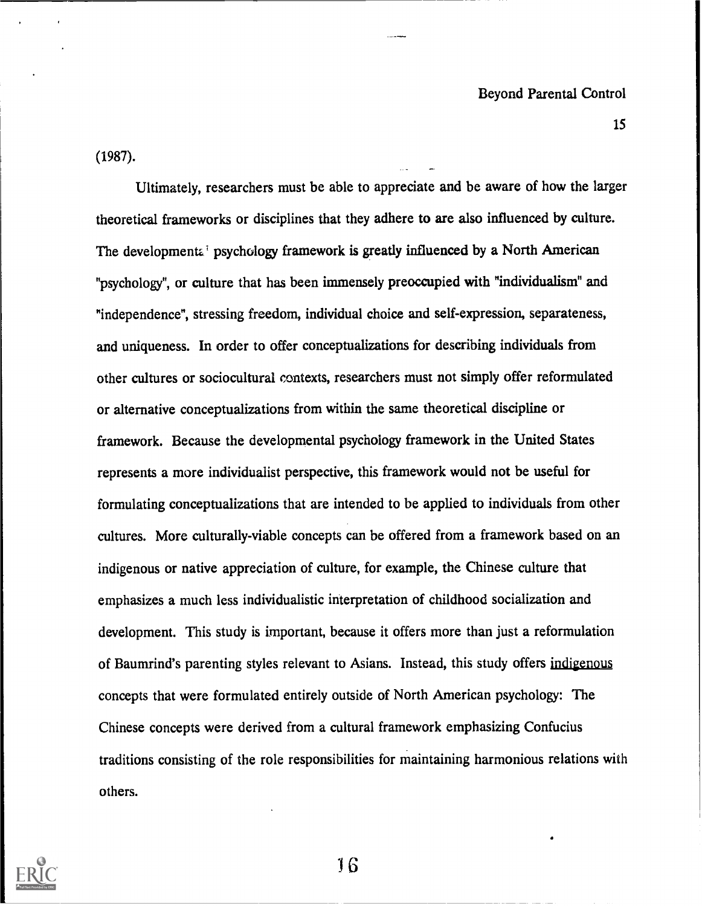(1987).

Ultimately, researchers must be able to appreciate and be aware of how the larger theoretical frameworks or disciplines that they adhere to are also influenced by culture. The developmental psychology framework is greatly influenced by a North American "psychology", or culture that has been immensely preoccupied with "individualism" and "independence", stressing freedom, individual choice and self-expression, separateness, and uniqueness. In order to offer conceptualizations for describing individuals from other cultures or sociocultural contexts, researchers must not simply offer reformulated or alternative conceptualizations from within the same theoretical discipline or framework. Because the developmental psychology framework in the United States represents a more individualist perspective, this framework would not be useful for formulating conceptualizations that are intended to be applied to individuals from other cultures. More culturally-viable concepts can be offered from a framework based on an indigenous or native appreciation of culture, for example, the Chinese culture that emphasizes a much less individualistic interpretation of childhood socialization and development. This study is important, because it offers more than just a reformulation of Baumrind's parenting styles relevant to Asians. Instead, this study offers indigenous concepts that were formulated entirely outside of North American psychology: The Chinese concepts were derived from a cultural framework emphasizing Confucius traditions consisting of the role responsibilities for maintaining harmonious relations with others.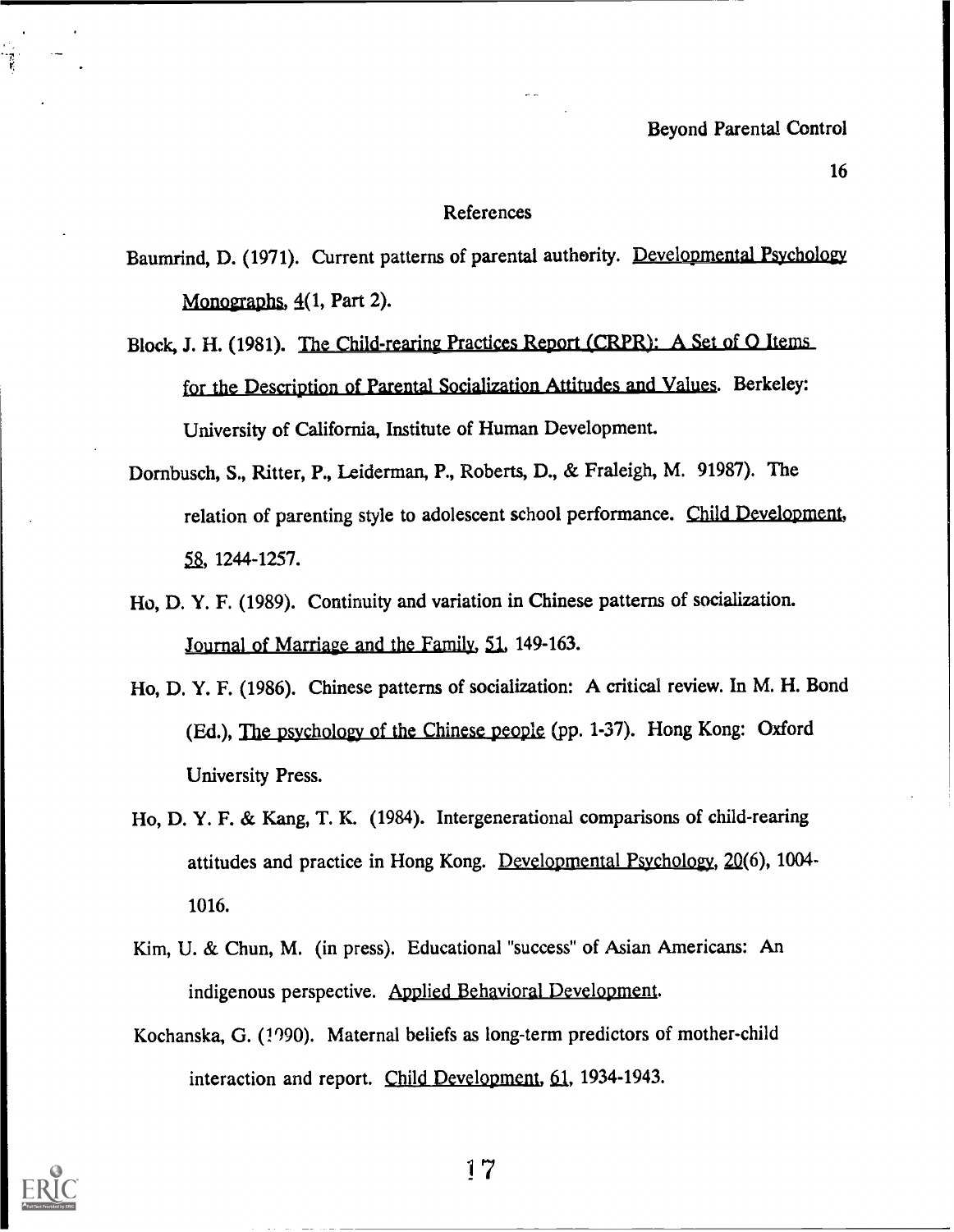## References

Baumrind, D. (1971). Current patterns of parental authority. Developmental Psychology Monographs, 4(1, Part 2).

Block, J. H. (1981). The Child-rearing Practices Report (CRPR): A Set of Q Items for the Description of Parental Socialization Attitudes and Values. Berkeley: University of California, Institute of Human Development.

Dornbusch, S., Ritter, P., Leiderman, P., Roberts, D., & Fraleigh, M. 91987). The relation of parenting style to adolescent school performance. Child Development, 58, 1244-1257.

Ho, D. Y. F. (1989). Continuity and variation in Chinese patterns of socialization. Journal of Marriage and the Family, 51, 149-163.

Ho, D. Y. F. (1986). Chinese patterns of socialization: A critical review. In M. H. Bond (Ed.), The psychology of the Chinese people (pp. 1-37). Hong Kong: Oxford University Press.

Ho, D. Y. F. & Kang, T. K. (1984). Intergenerational comparisons of child-rearing attitudes and practice in Hong Kong. Developmental Psychology, 20(6), 1004-1016.

Kim, U. & Chun, M. (in press). Educational "success" of Asian Americans: An indigenous perspective. Applied Behavioral Development.

Kochanska, G. (1990). Maternal beliefs as long-term predictors of mother-child interaction and report. Child Development, 61, 1934-1943.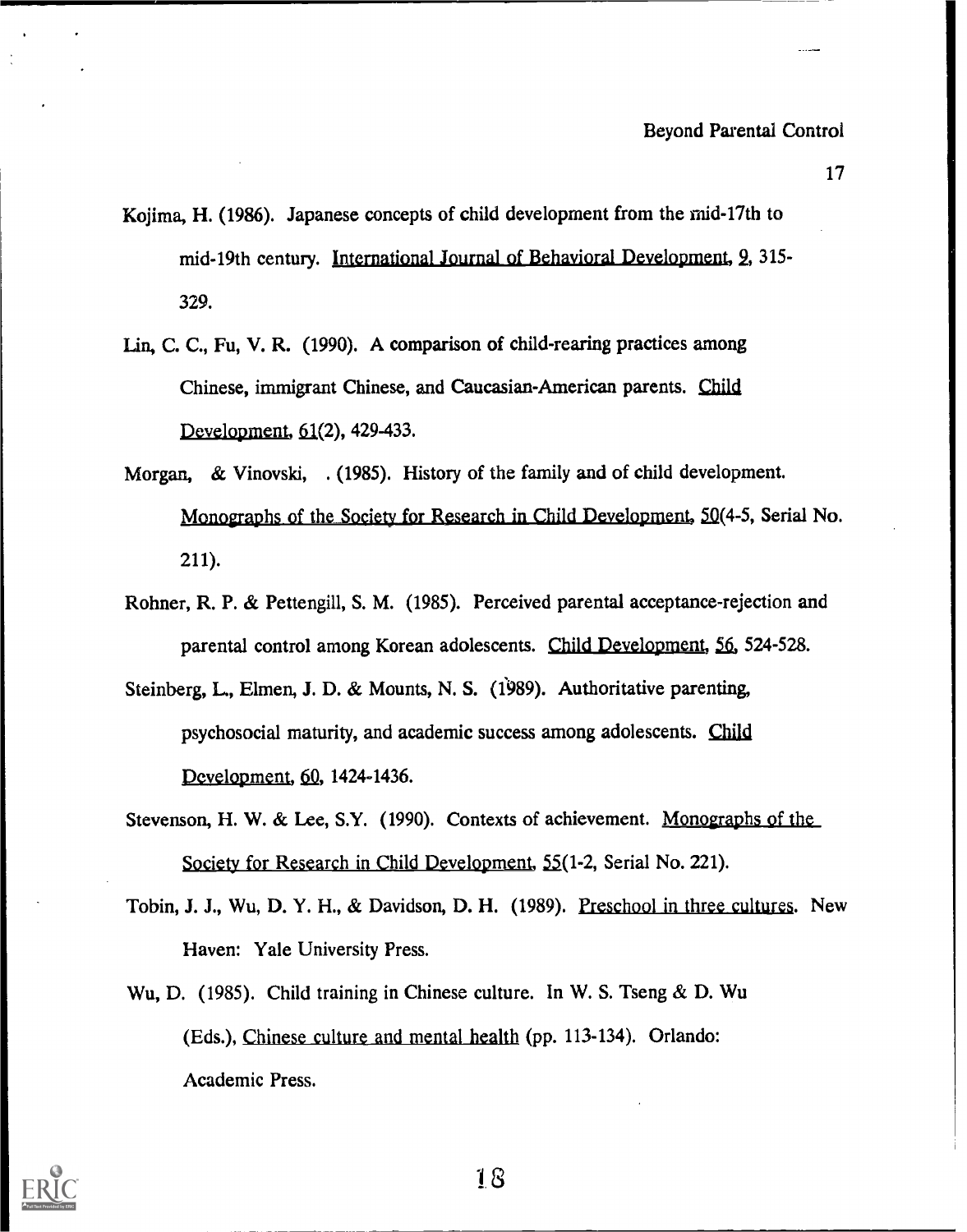Kojima, H. (1986). Japanese concepts of child development from the mid-17th to mid-19th century. International Journal of Behavioral Development, 9, 315-329.

Lin, C. C., Fu, V. R. (1990). A comparison of child-rearing practices among Chinese, immigrant Chinese, and Caucasian-American parents. Child Development, 61(2), 429-433.

Morgan, & Vinovski, . (1985). History of the family and of child development. Monographs of the Society for Research in Child Development, 50(4-5, Serial No. 211).

Rohner, R. P. & Pettengill, S. M. (1985). Perceived parental acceptance-rejection and parental control among Korean adolescents. Child Development, 56, 524-528.

Steinberg, L., Elmen, J. D. & Mounts, N. S. (1989). Authoritative parenting, psychosocial maturity, and academic success among adolescents. Child Development, 60, 1424-1436.

Stevenson, H. W. & Lee, S.Y. (1990). Contexts of achievement. Monographs of the Society for Research in Child Development, 55(1-2, Serial No. 221).

Tobin, J. J., Wu, D. Y. H., & Davidson, D. H. (1989). Preschool in three cultures. New Haven: Yale University Press.

Wu, D. (1985). Child training in Chinese culture. In W. S. Tseng & D. Wu (Eds.), Chinese culture and mental health (pp. 113-134). Orlando: Academic Press.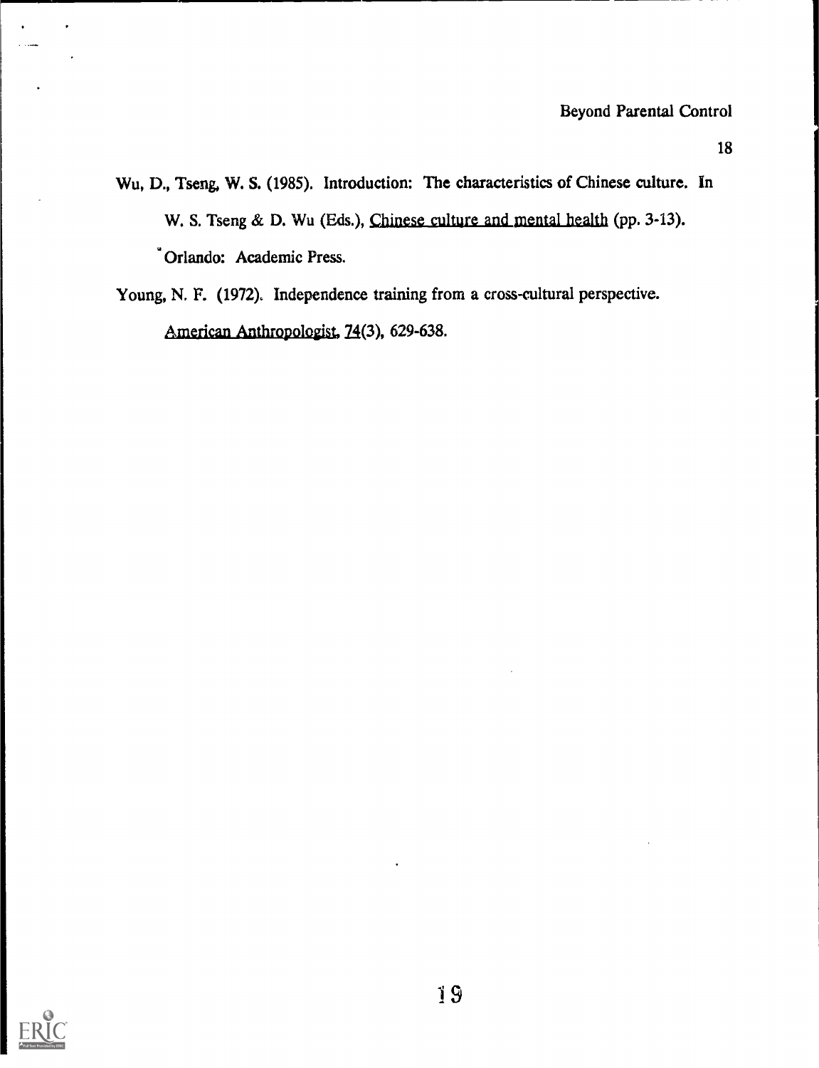Wu, D., Tseng, W. S. (1985). Introduction: The characteristics of Chinese culture. In W. S. Tseng & D. Wu (Eds.), Chinese culture and mental health (pp. 3-13). Orlando: Academic Press.

Young, N. F. (1972). Independence training from a cross-cultural perspective. American Anthropologist, 74(3), 629-638.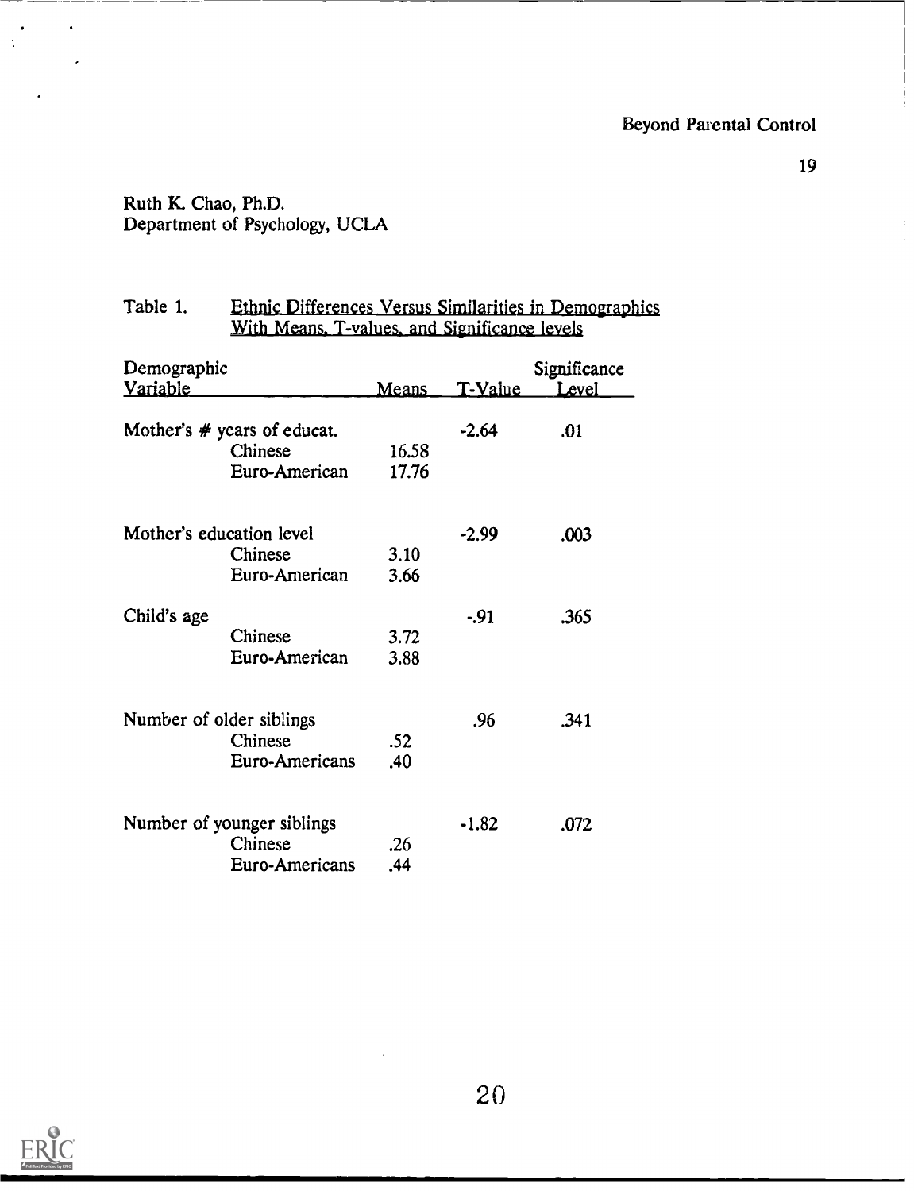Ruth K. Chao, Ph.D.
Department of Psychology, UCLA

Table 1. Ethnic Differences Versus Similarities in Demographics With Means, T-values, and Significance levels

| Demographic Variable | | Means | T-Value | Significance Level |
|---|---|---|---|---|
| Mother's # years of educat. | | | -2.64 | .01 |
| | Chinese | 16.58 | | |
| | Euro-American | 17.76 | | |
| Mother's education level | | | -2.99 | .003 |
| | Chinese | 3.10 | | |
| | Euro-American | 3.66 | | |
| Child's age | | | -.91 | .365 |
| | Chinese | 3.72 | | |
| | Euro-American | 3.88 | | |
| Number of older siblings | | | .96 | .341 |
| | Chinese | .52 | | |
| | Euro-Americans | .40 | | |
| Number of younger siblings | | | -1.82 | .072 |
| | Chinese | .26 | | |
| | Euro-Americans | .44 | | |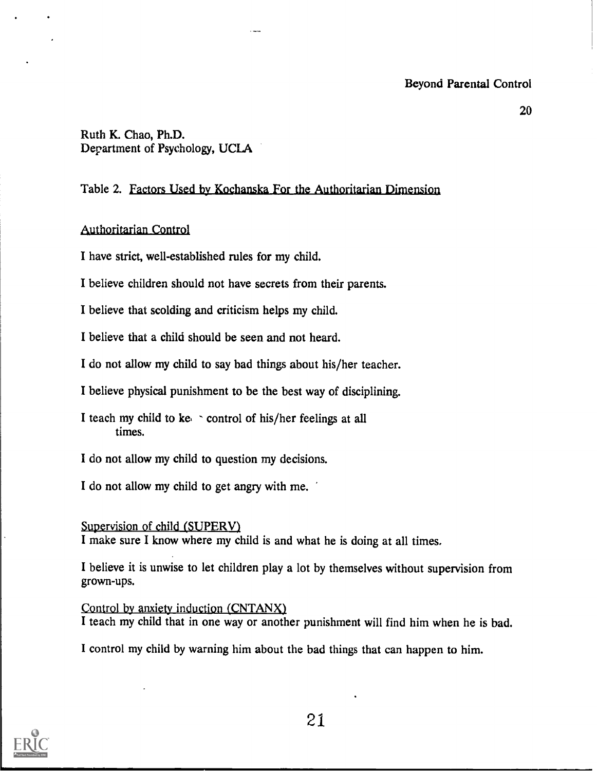Ruth K. Chao, Ph.D.
Department of Psychology, UCLA

Table 2. Factors Used by Kochanska For the Authoritarian Dimension

Authoritarian Control

I have strict, well-established rules for my child.

I believe children should not have secrets from their parents.

I believe that scolding and criticism helps my child.

I believe that a child should be seen and not heard.

I do not allow my child to say bad things about his/her teacher.

I believe physical punishment to be the best way of disciplining.

I teach my child to ke ` control of his/her feelings at all times.

I do not allow my child to question my decisions.

I do not allow my child to get angry with me.

Supervision of child (SUPERV)

I make sure I know where my child is and what he is doing at all times.

I believe it is unwise to let children play a lot by themselves without supervision from grown-ups.

Control by anxiety induction (CNTANX)

I teach my child that in one way or another punishment will find him when he is bad.

I control my child by warning him about the bad things that can happen to him.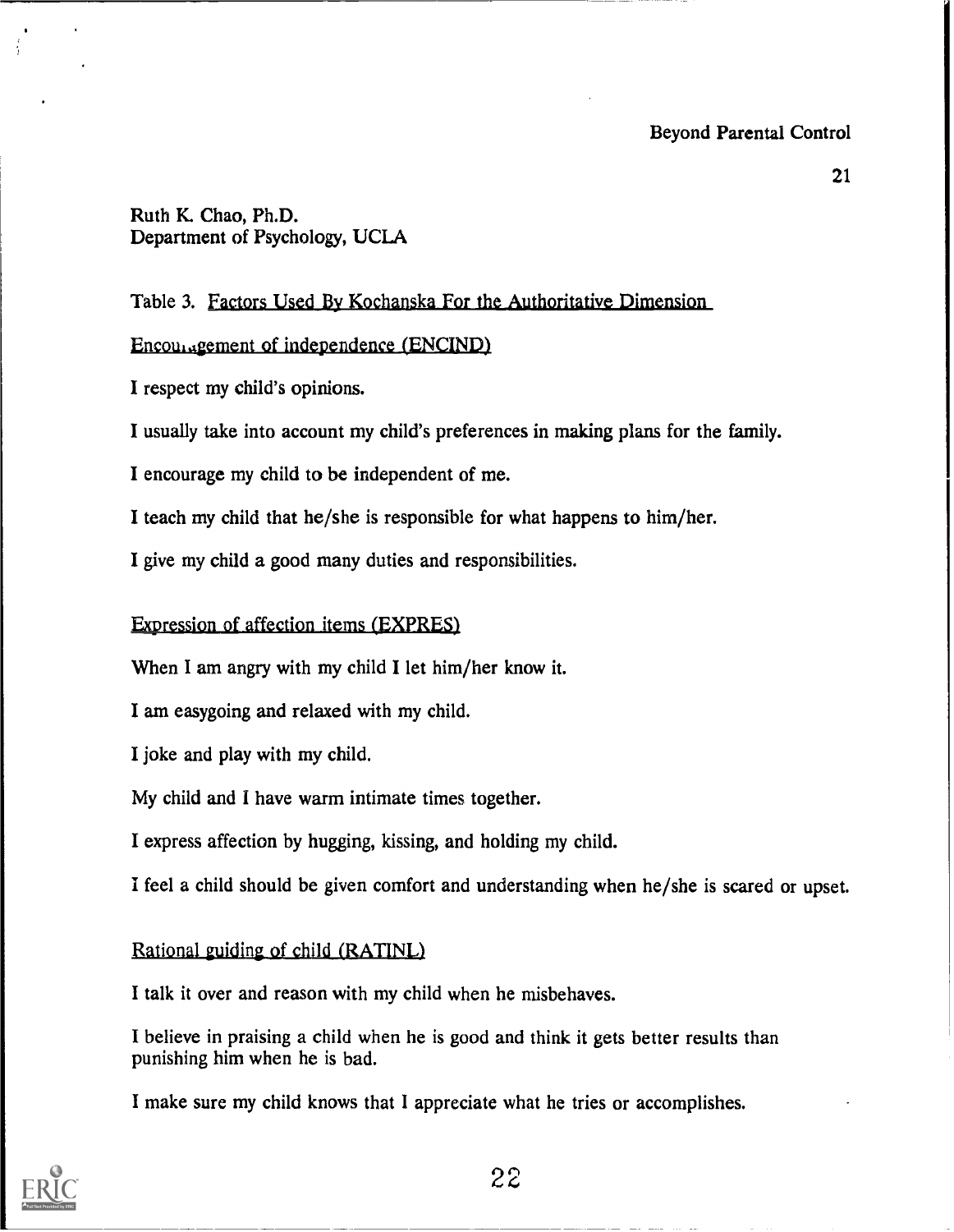Ruth K. Chao, Ph.D.
Department of Psychology, UCLA

Table 3. Factors Used By Kochanska For the Authoritative Dimension

Encouragement of independence (ENCIND)

I respect my child's opinions.

I usually take into account my child's preferences in making plans for the family.

I encourage my child to be independent of me.

I teach my child that he/she is responsible for what happens to him/her.

I give my child a good many duties and responsibilities.

Expression of affection items (EXPRES)

When I am angry with my child I let him/her know it.

I am easygoing and relaxed with my child.

I joke and play with my child.

My child and I have warm intimate times together.

I express affection by hugging, kissing, and holding my child.

I feel a child should be given comfort and understanding when he/she is scared or upset.

Rational guiding of child (RATINL)

I talk it over and reason with my child when he misbehaves.

I believe in praising a child when he is good and think it gets better results than punishing him when he is bad.

I make sure my child knows that I appreciate what he tries or accomplishes.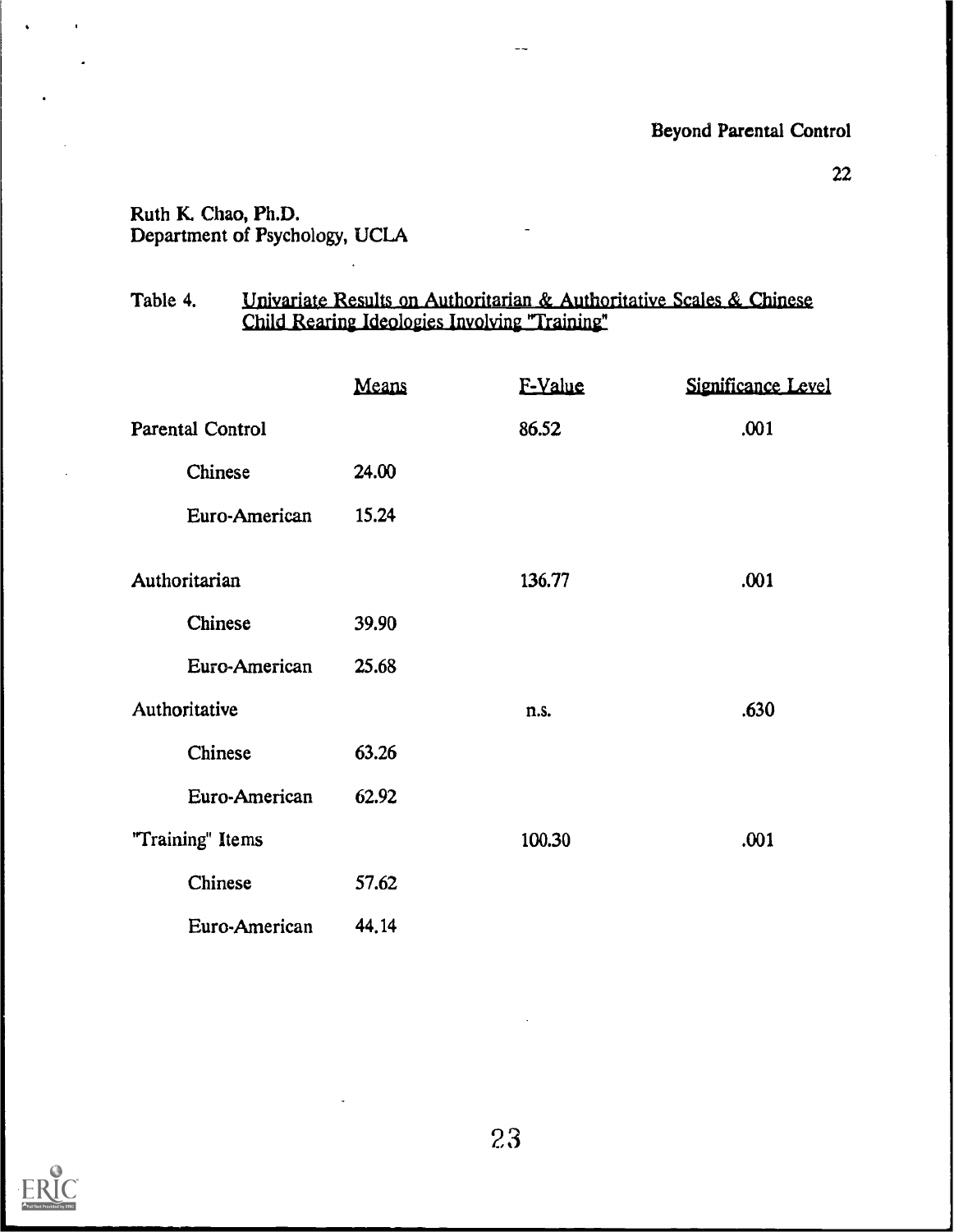Ruth K. Chao, Ph.D.
Department of Psychology, UCLA

Table 4. Univariate Results on Authoritarian & Authoritative Scales & Chinese Child Rearing Ideologies Involving "Training"

| | Means | F-Value | Significance Level |
|---|---|---|---|
| Parental Control | | 86.52 | .001 |
| Chinese | 24.00 | | |
| Euro-American | 15.24 | | |
| Authoritarian | | 136.77 | .001 |
| Chinese | 39.90 | | |
| Euro-American | 25.68 | | |
| Authoritative | | n.s. | .630 |
| Chinese | 63.26 | | |
| Euro-American | 62.92 | | |
| "Training" Items | | 100.30 | .001 |
| Chinese | 57.62 | | |
| Euro-American | 44.14 | | |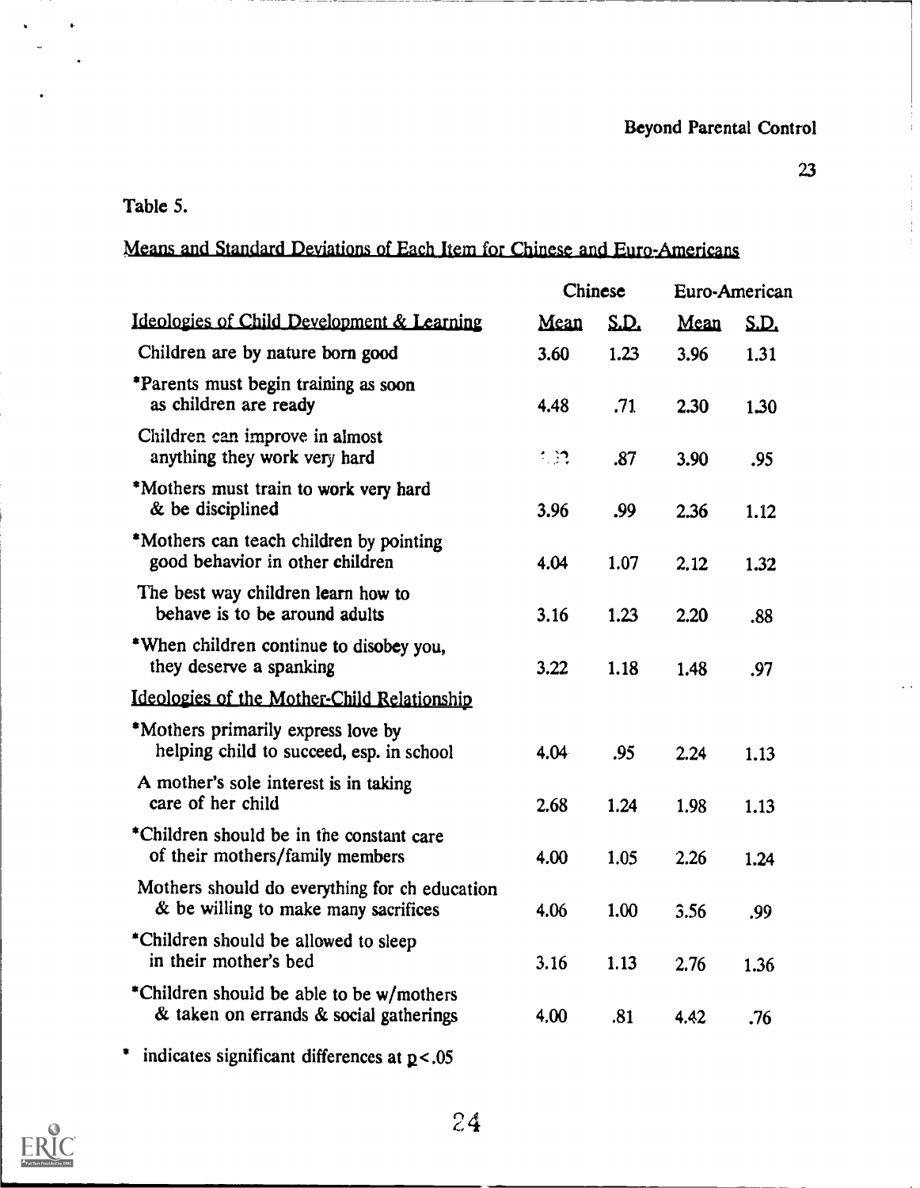Table 5.

Means and Standard Deviations of Each Item for Chinese and Euro-Americans

| | Chinese | | Euro-American | |
|---|---|---|---|---|
| Ideologies of Child Development & Learning | Mean | S.D. | Mean | S.D. |
| Children are by nature born good | 3.60 | 1.23 | 3.96 | 1.31 |
| *Parents must begin training as soon as children are ready | 4.48 | .71 | 2.30 | 1.30 |
| Children can improve in almost anything they work very hard | 4.32 | .87 | 3.90 | .95 |
| *Mothers must train to work very hard & be disciplined | 3.96 | .99 | 2.36 | 1.12 |
| *Mothers can teach children by pointing good behavior in other children | 4.04 | 1.07 | 2.12 | 1.32 |
| The best way children learn how to behave is to be around adults | 3.16 | 1.23 | 2.20 | .88 |
| *When children continue to disobey you, they deserve a spanking | 3.22 | 1.18 | 1.48 | .97 |
| Ideologies of the Mother-Child Relationship | | | | |
| *Mothers primarily express love by helping child to succeed, esp. in school | 4.04 | .95 | 2.24 | 1.13 |
| A mother's sole interest is in taking care of her child | 2.68 | 1.24 | 1.98 | 1.13 |
| *Children should be in the constant care of their mothers/family members | 4.00 | 1.05 | 2.26 | 1.24 |
| Mothers should do everything for ch education & be willing to make many sacrifices | 4.06 | 1.00 | 3.56 | .99 |
| *Children should be allowed to sleep in their mother's bed | 3.16 | 1.13 | 2.76 | 1.36 |
| *Children should be able to be w/mothers & taken on errands & social gatherings | 4.00 | .81 | 4.42 | .76 |

\* indicates significant differences at $p < .05$